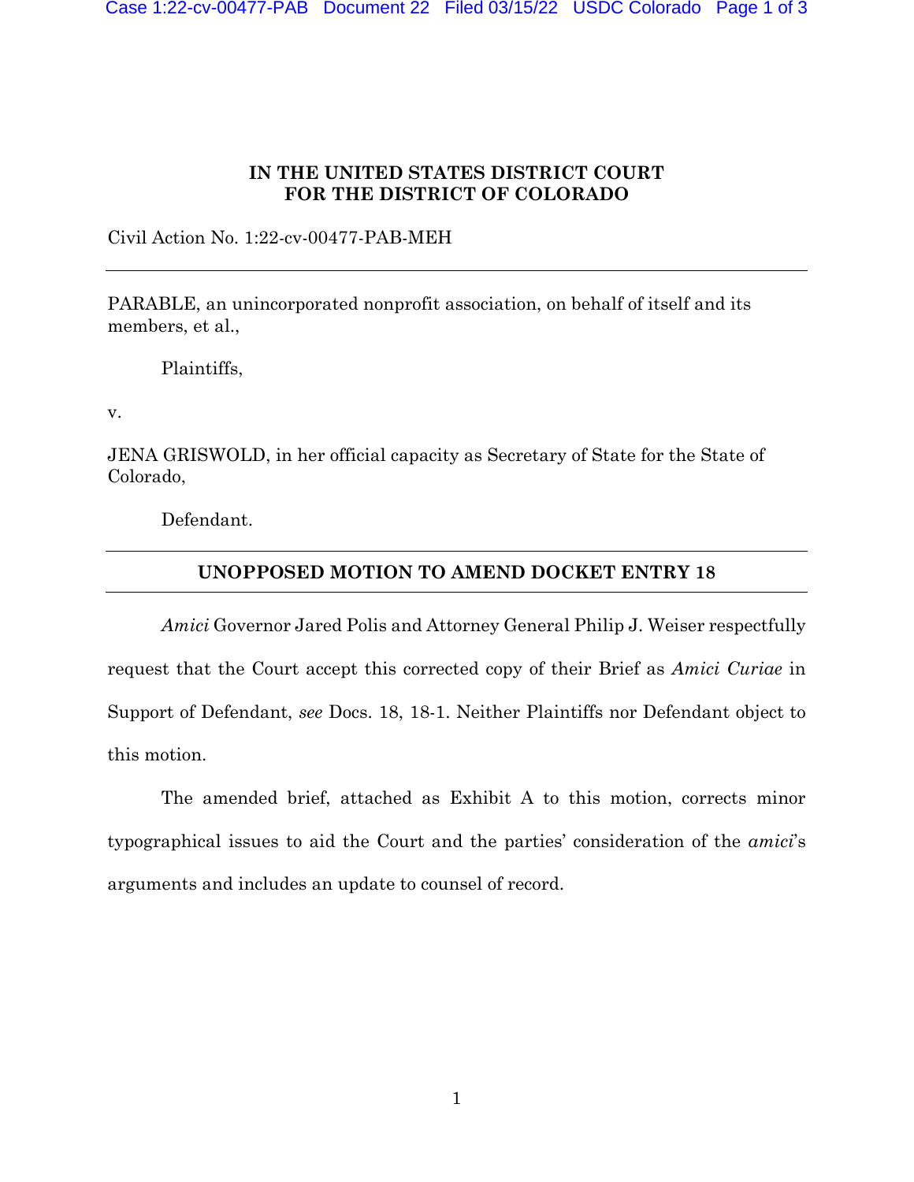**IN THE UNITED STATES DISTRICT COURT**
**FOR THE DISTRICT OF COLORADO**

Civil Action No. 1:22-cv-00477-PAB-MEH

---

PARABLE, an unincorporated nonprofit association, on behalf of itself and its members, et al.,

Plaintiffs,

v.

JENA GRISWOLD, in her official capacity as Secretary of State for the State of Colorado,

Defendant.

---

**UNOPPOSED MOTION TO AMEND DOCKET ENTRY 18**

---

*Amici* Governor Jared Polis and Attorney General Philip J. Weiser respectfully request that the Court accept this corrected copy of their Brief as *Amici Curiae* in Support of Defendant, *see* Docs. 18, 18-1. Neither Plaintiffs nor Defendant object to this motion.

The amended brief, attached as Exhibit A to this motion, corrects minor typographical issues to aid the Court and the parties' consideration of the *amici*'s arguments and includes an update to counsel of record.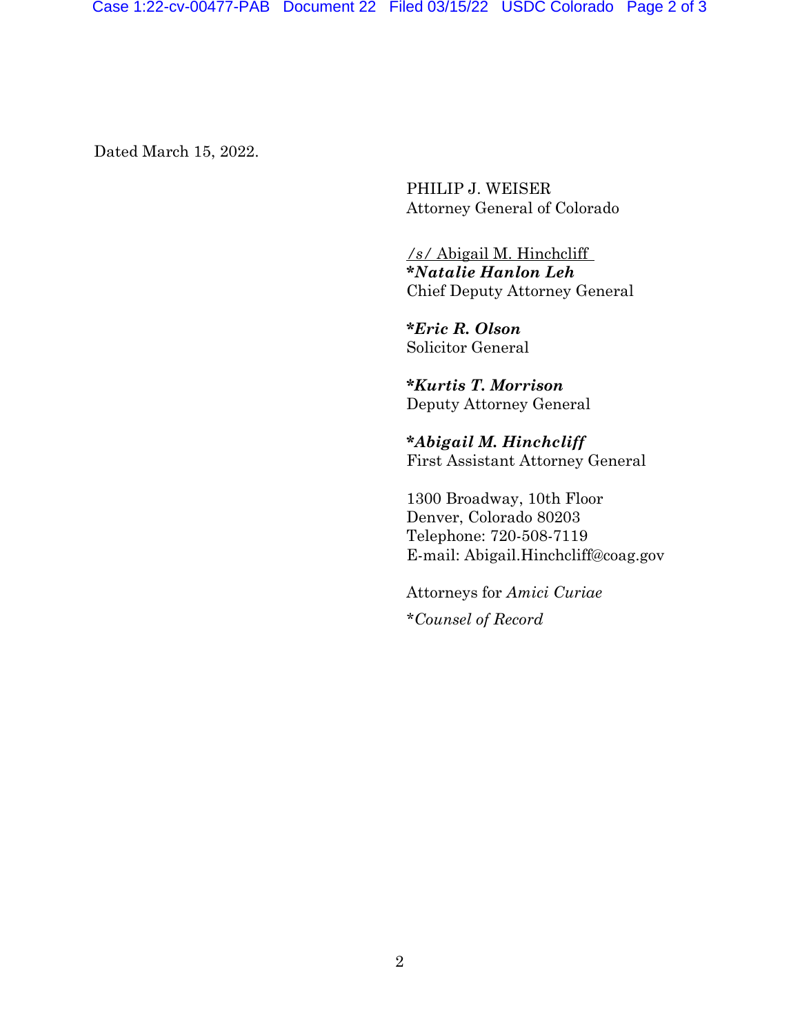Dated March 15, 2022.

PHILIP J. WEISER
Attorney General of Colorado

/s/ Abigail M. Hinchcliff
***Natalie Hanlon Leh***
Chief Deputy Attorney General

***Eric R. Olson***
Solicitor General

***Kurtis T. Morrison***
Deputy Attorney General

***Abigail M. Hinchcliff***
First Assistant Attorney General

1300 Broadway, 10th Floor
Denver, Colorado 80203
Telephone: 720-508-7119
E-mail: Abigail.Hinchcliff@coag.gov

Attorneys for *Amici Curiae*

**Counsel of Record*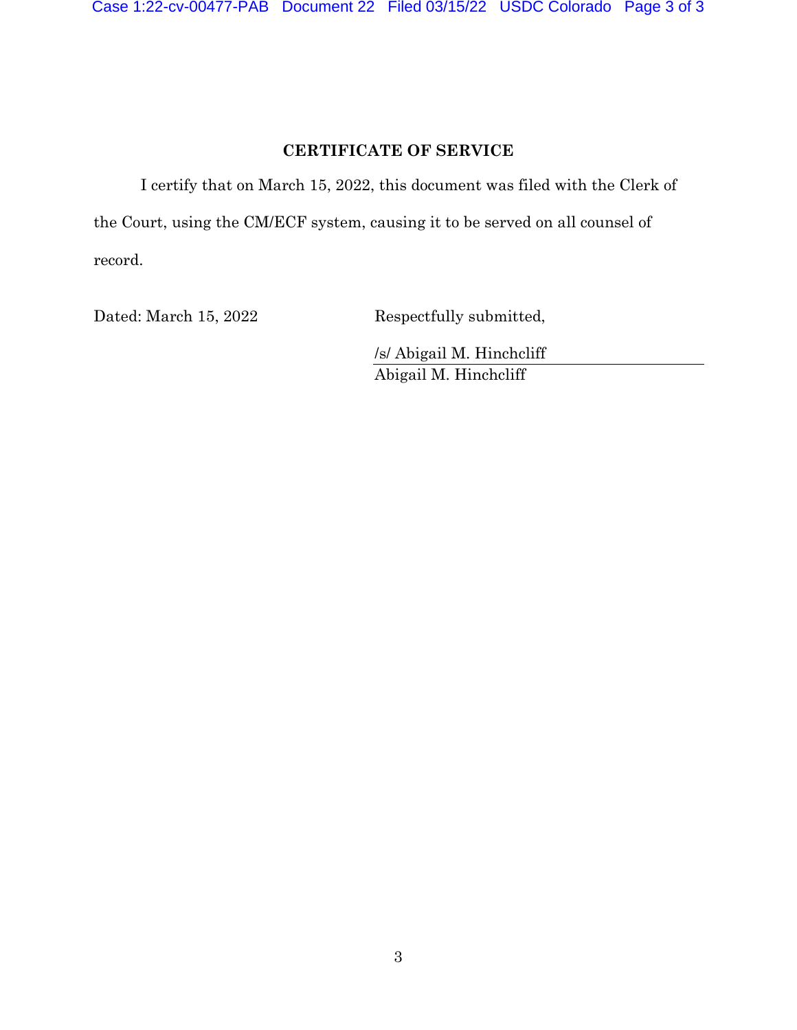**CERTIFICATE OF SERVICE**

I certify that on March 15, 2022, this document was filed with the Clerk of the Court, using the CM/ECF system, causing it to be served on all counsel of record.

Dated: March 15, 2022

Respectfully submitted,

/s/ Abigail M. Hinchcliff
Abigail M. Hinchcliff